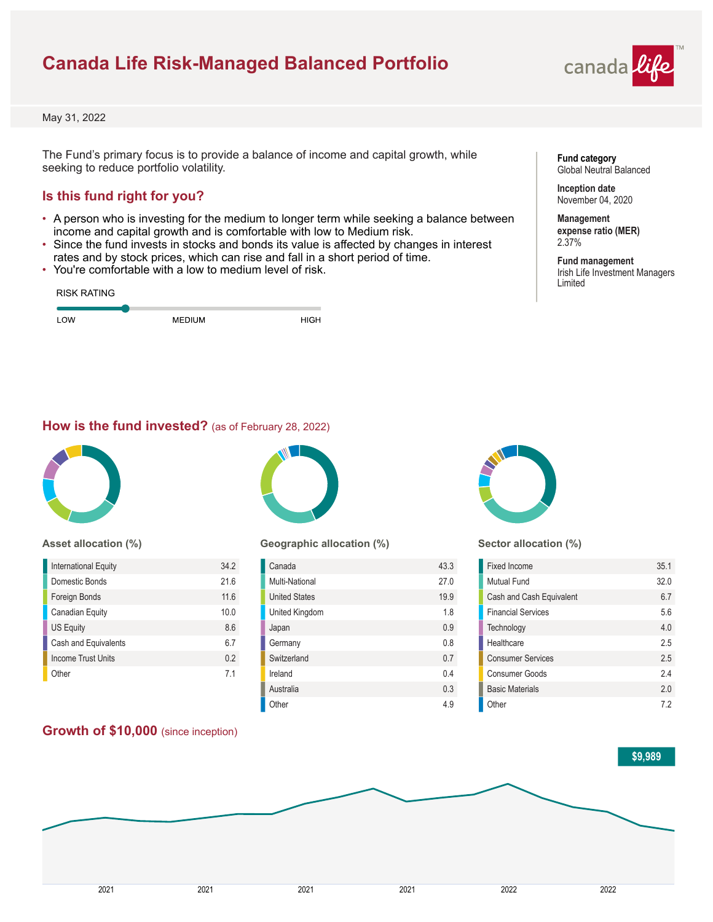# Canada Life Risk-Managed Balanced Portfolio

May 31, 2022

The Fund's primary focus is to provide a balance of income and capital growth, while seeking to reduce portfolio volatility.

**Fund category**
Global Neutral Balanced

**Inception date**
November 04, 2020

**Management expense ratio (MER)**
2.37%

**Fund management**
Irish Life Investment Managers Limited

## Is this fund right for you?

- A person who is investing for the medium to longer term while seeking a balance between income and capital growth and is comfortable with low to Medium risk.
- Since the fund invests in stocks and bonds its value is affected by changes in interest rates and by stock prices, which can rise and fall in a short period of time.
- You're comfortable with a low to medium level of risk.

RISK RATING

LOW — MEDIUM — HIGH

## How is the fund invested? (as of February 28, 2022)

### Asset allocation (%)

| Asset | % |
|---|---|
| International Equity | 34.2 |
| Domestic Bonds | 21.6 |
| Foreign Bonds | 11.6 |
| Canadian Equity | 10.0 |
| US Equity | 8.6 |
| Cash and Equivalents | 6.7 |
| Income Trust Units | 0.2 |
| Other | 7.1 |

### Geographic allocation (%)

| Region | % |
|---|---|
| Canada | 43.3 |
| Multi-National | 27.0 |
| United States | 19.9 |
| United Kingdom | 1.8 |
| Japan | 0.9 |
| Germany | 0.8 |
| Switzerland | 0.7 |
| Ireland | 0.4 |
| Australia | 0.3 |
| Other | 4.9 |

### Sector allocation (%)

| Sector | % |
|---|---|
| Fixed Income | 35.1 |
| Mutual Fund | 32.0 |
| Cash and Cash Equivalent | 6.7 |
| Financial Services | 5.6 |
| Technology | 4.0 |
| Healthcare | 2.5 |
| Consumer Services | 2.5 |
| Consumer Goods | 2.4 |
| Basic Materials | 2.0 |
| Other | 7.2 |

## Growth of $10,000 (since inception)

$9,989

2021 2021 2021 2021 2022 2022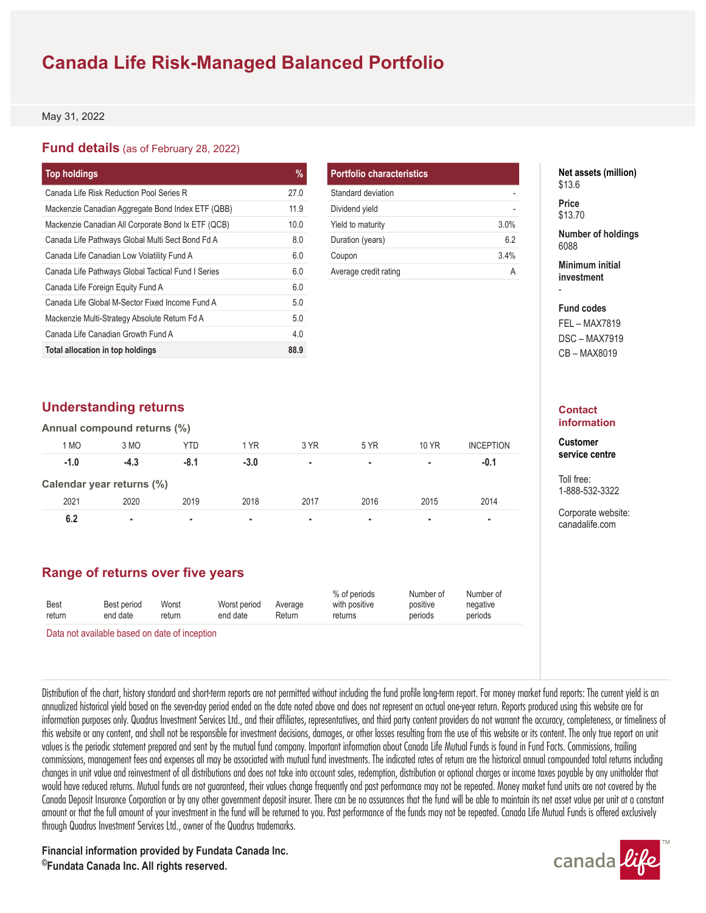# Canada Life Risk-Managed Balanced Portfolio

May 31, 2022

## Fund details (as of February 28, 2022)

| Top holdings | % |
|---|---|
| Canada Life Risk Reduction Pool Series R | 27.0 |
| Mackenzie Canadian Aggregate Bond Index ETF (QBB) | 11.9 |
| Mackenzie Canadian All Corporate Bond Ix ETF (QCB) | 10.0 |
| Canada Life Pathways Global Multi Sect Bond Fd A | 8.0 |
| Canada Life Canadian Low Volatility Fund A | 6.0 |
| Canada Life Pathways Global Tactical Fund I Series | 6.0 |
| Canada Life Foreign Equity Fund A | 6.0 |
| Canada Life Global M-Sector Fixed Income Fund A | 5.0 |
| Mackenzie Multi-Strategy Absolute Return Fd A | 5.0 |
| Canada Life Canadian Growth Fund A | 4.0 |
| **Total allocation in top holdings** | **88.9** |

| Portfolio characteristics | |
|---|---|
| Standard deviation | - |
| Dividend yield | - |
| Yield to maturity | 3.0% |
| Duration (years) | 6.2 |
| Coupon | 3.4% |
| Average credit rating | A |

**Net assets (million)**
$13.6

**Price**
$13.70

**Number of holdings**
6088

**Minimum initial investment**
-

**Fund codes**
FEL – MAX7819
DSC – MAX7919
CB – MAX8019

## Understanding returns

### Annual compound returns (%)

| 1 MO | 3 MO | YTD | 1 YR | 3 YR | 5 YR | 10 YR | INCEPTION |
|---|---|---|---|---|---|---|---|
| **-1.0** | **-4.3** | **-8.1** | **-3.0** | **-** | **-** | **-** | **-0.1** |

### Calendar year returns (%)

| 2021 | 2020 | 2019 | 2018 | 2017 | 2016 | 2015 | 2014 |
|---|---|---|---|---|---|---|---|
| **6.2** | **-** | **-** | **-** | **-** | **-** | **-** | **-** |

## Range of returns over five years

| Best return | Best period end date | Worst return | Worst period end date | Average Return | % of periods with positive returns | Number of positive periods | Number of negative periods |
|---|---|---|---|---|---|---|---|
| Data not available based on date of inception | | | | | | | |

### Contact information

**Customer service centre**

Toll free:
1-888-532-3322

Corporate website:
canadalife.com

Distribution of the chart, history standard and short-term reports are not permitted without including the fund profile long-term report. For money market fund reports: The current yield is an annualized historical yield based on the seven-day period ended on the date noted above and does not represent an actual one-year return. Reports produced using this website are for information purposes only. Quadrus Investment Services Ltd., and their affiliates, representatives, and third party content providers do not warrant the accuracy, completeness, or timeliness of this website or any content, and shall not be responsible for investment decisions, damages, or other losses resulting from the use of this website or its content. The only true report on unit values is the periodic statement prepared and sent by the mutual fund company. Important information about Canada Life Mutual Funds is found in Fund Facts. Commissions, trailing commissions, management fees and expenses all may be associated with mutual fund investments. The indicated rates of return are the historical annual compounded total returns including changes in unit value and reinvestment of all distributions and does not take into account sales, redemption, distribution or optional charges or income taxes payable by any unitholder that would have reduced returns. Mutual funds are not guaranteed, their values change frequently and past performance may not be repeated. Money market fund units are not covered by the Canada Deposit Insurance Corporation or by any other government deposit insurer. There can be no assurances that the fund will be able to maintain its net asset value per unit at a constant amount or that the full amount of your investment in the fund will be returned to you. Past performance of the funds may not be repeated. Canada Life Mutual Funds is offered exclusively through Quadrus Investment Services Ltd., owner of the Quadrus trademarks.

**Financial information provided by Fundata Canada Inc.**
**©Fundata Canada Inc. All rights reserved.**

canada life™